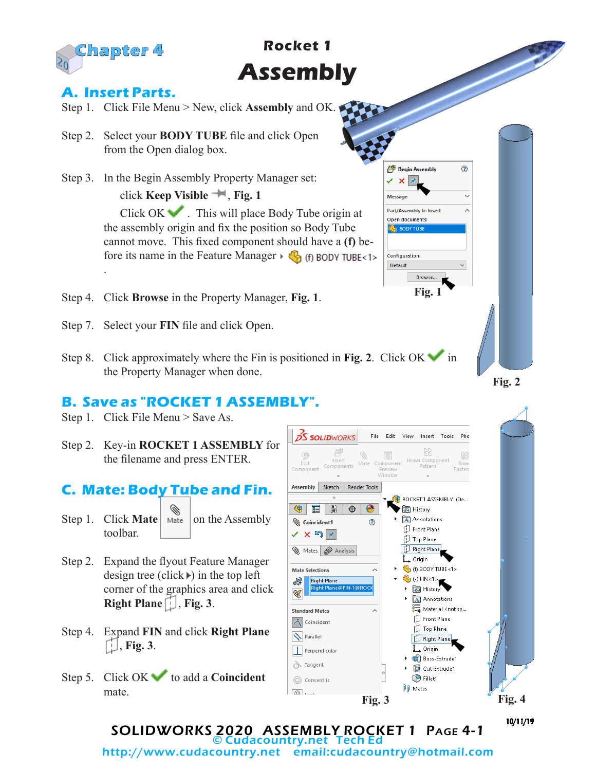Chapter 4

# Rocket 1 Assembly

## A. Insert Parts.

Step 1. Click File Menu > New, click **Assembly** and OK.

Step 2. Select your **BODY TUBE** file and click Open from the Open dialog box.

Step 3. In the Begin Assembly Property Manager set:

click **Keep Visible**, **Fig. 1**

Click OK. This will place Body Tube origin at the assembly origin and fix the position so Body Tube cannot move. This fixed component should have a **(f)** before its name in the Feature Manager (f) BODY TUBE<1>.

Step 4. Click **Browse** in the Property Manager, **Fig. 1**.

Step 7. Select your **FIN** file and click Open.

Step 8. Click approximately where the Fin is positioned in **Fig. 2**. Click OK in the Property Manager when done.

Fig. 1

Fig. 2

## B. Save as "ROCKET 1 ASSEMBLY".

Step 1. Click File Menu > Save As.

Step 2. Key-in **ROCKET 1 ASSEMBLY** for the filename and press ENTER.

## C. Mate: Body Tube and Fin.

Step 1. Click **Mate** on the Assembly toolbar.

Step 2. Expand the flyout Feature Manager design tree (click ▸) in the top left corner of the graphics area and click **Right Plane**, **Fig. 3**.

Step 4. Expand **FIN** and click **Right Plane**, **Fig. 3**.

Step 5. Click OK to add a **Coincident** mate.

Fig. 3

Fig. 4

10/11/19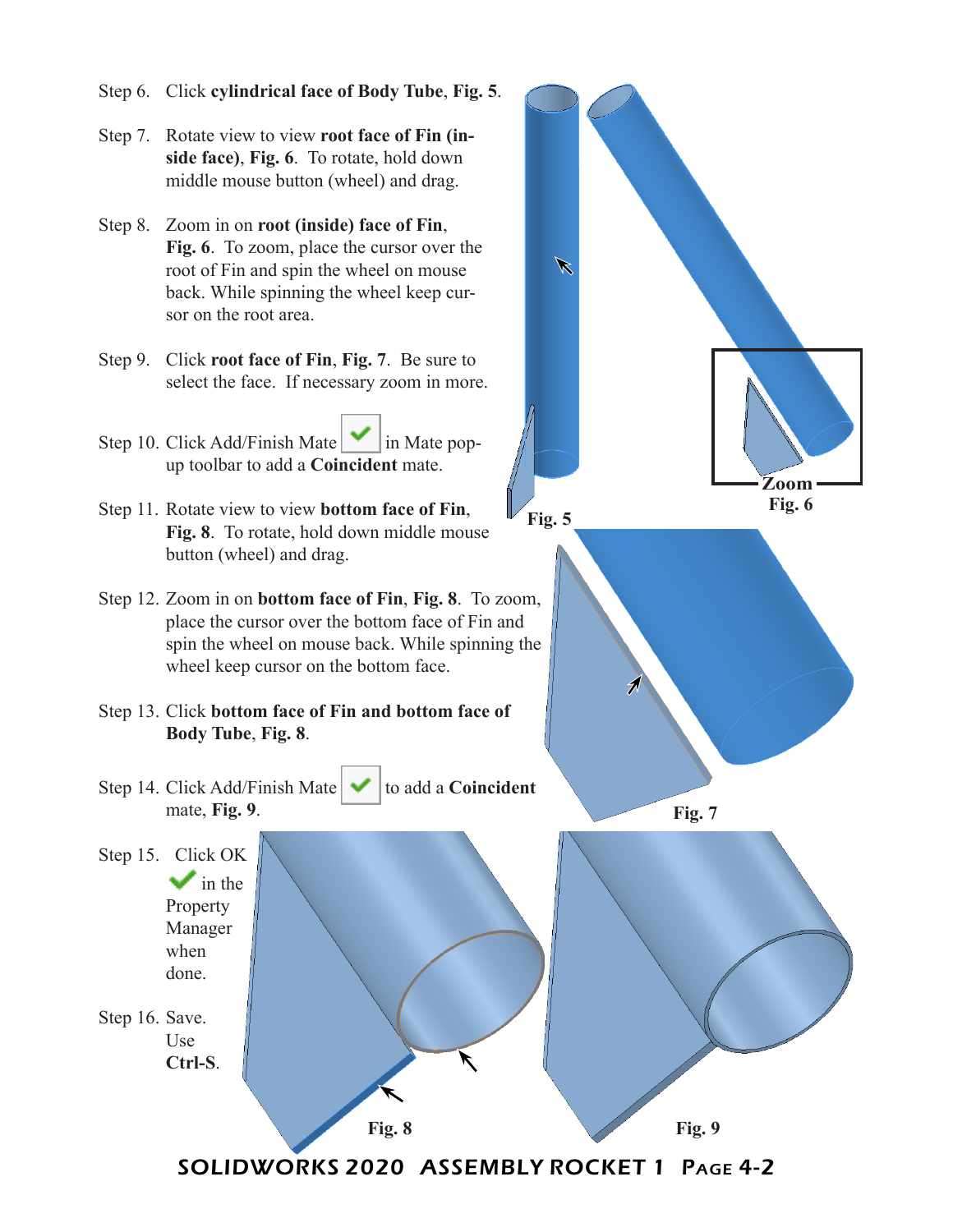Step 6. Click **cylindrical face of Body Tube**, **Fig. 5**.

Step 7. Rotate view to view **root face of Fin (inside face)**, **Fig. 6**. To rotate, hold down middle mouse button (wheel) and drag.

Step 8. Zoom in on **root (inside) face of Fin**, **Fig. 6**. To zoom, place the cursor over the root of Fin and spin the wheel on mouse back. While spinning the wheel keep cursor on the root area.

Step 9. Click **root face of Fin**, **Fig. 7**. Be sure to select the face. If necessary zoom in more.

Step 10. Click Add/Finish Mate ✔ in Mate pop-up toolbar to add a **Coincident** mate.

Step 11. Rotate view to view **bottom face of Fin**, **Fig. 8**. To rotate, hold down middle mouse button (wheel) and drag.

Step 12. Zoom in on **bottom face of Fin**, **Fig. 8**. To zoom, place the cursor over the bottom face of Fin and spin the wheel on mouse back. While spinning the wheel keep cursor on the bottom face.

Step 13. Click **bottom face of Fin and bottom face of Body Tube**, **Fig. 8**.

Step 14. Click Add/Finish Mate ✔ to add a **Coincident** mate, **Fig. 9**.

Step 15. Click OK ✔ in the Property Manager when done.

Step 16. Save. Use **Ctrl-S**.

Fig. 5

Zoom

Fig. 6

Fig. 7

Fig. 8

Fig. 9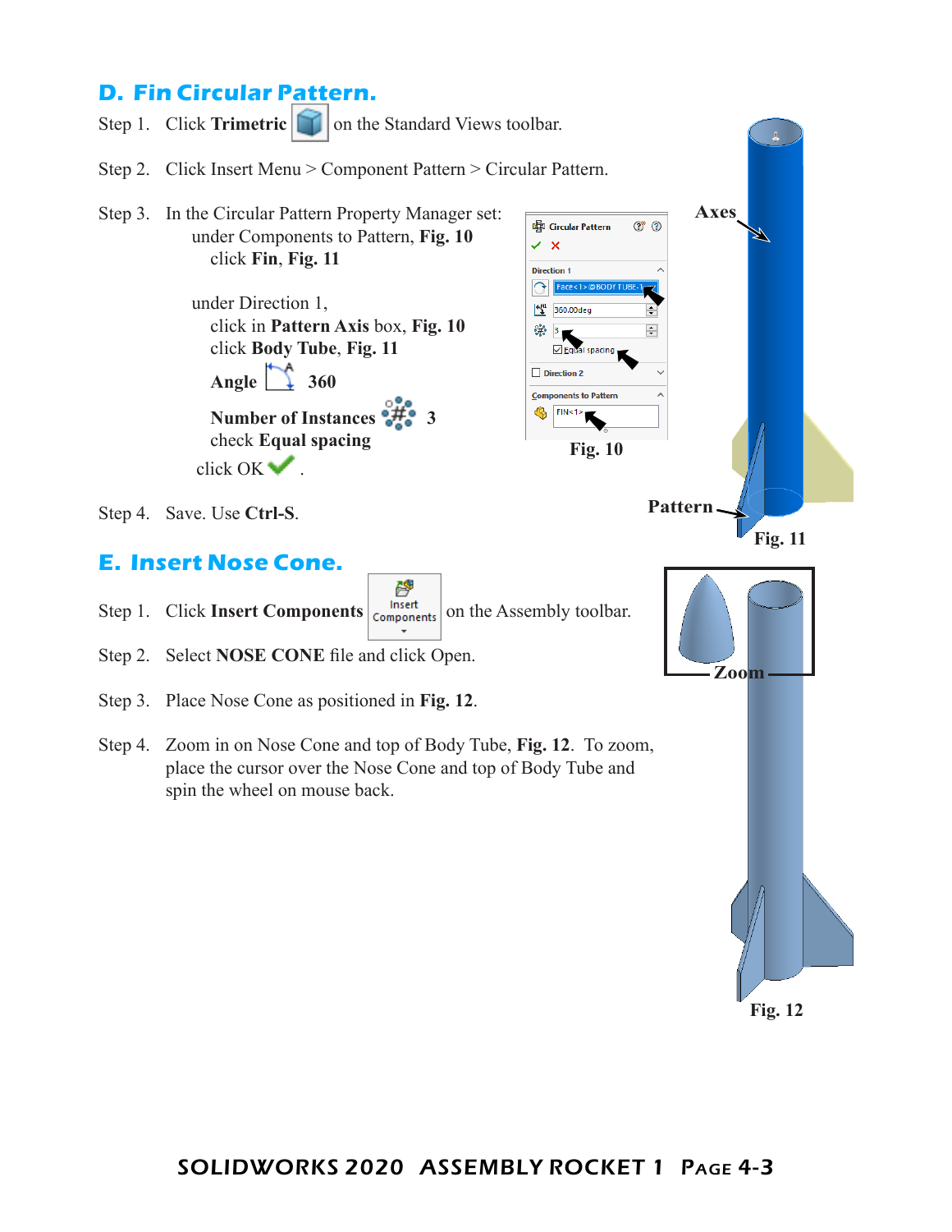## D. Fin Circular Pattern.

Step 1. Click **Trimetric** on the Standard Views toolbar.

Step 2. Click Insert Menu > Component Pattern > Circular Pattern.

Step 3. In the Circular Pattern Property Manager set:
  under Components to Pattern, **Fig. 10**
    click **Fin**, **Fig. 11**

  under Direction 1,
    click in **Pattern Axis** box, **Fig. 10**
    click **Body Tube**, **Fig. 11**

    **Angle** 360

    **Number of Instances** 3
    check **Equal spacing**

  click OK .

Step 4. Save. Use **Ctrl-S**.

**Fig. 10**

**Fig. 11**

## E. Insert Nose Cone.

Step 1. Click **Insert Components** on the Assembly toolbar.

Step 2. Select **NOSE CONE** file and click Open.

Step 3. Place Nose Cone as positioned in **Fig. 12**.

Step 4. Zoom in on Nose Cone and top of Body Tube, **Fig. 12**. To zoom, place the cursor over the Nose Cone and top of Body Tube and spin the wheel on mouse back.

**Fig. 12**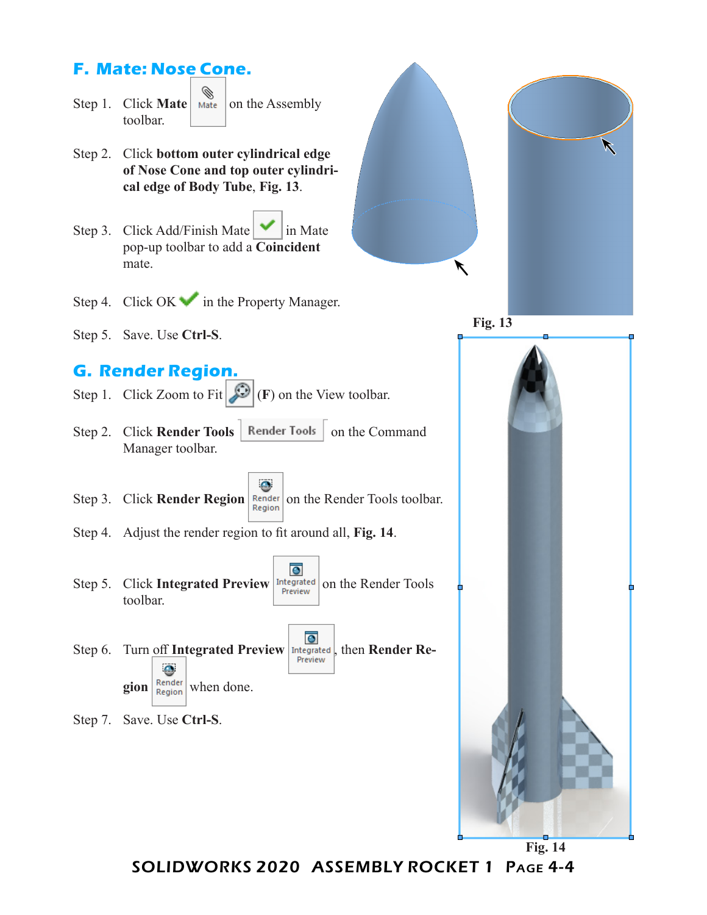## F. Mate: Nose Cone.

Step 1. Click **Mate** Mate on the Assembly toolbar.

Step 2. Click **bottom outer cylindrical edge of Nose Cone and top outer cylindrical edge of Body Tube**, **Fig. 13**.

Step 3. Click Add/Finish Mate in Mate pop-up toolbar to add a **Coincident** mate.

Step 4. Click OK in the Property Manager.

Step 5. Save. Use **Ctrl-S**.

**Fig. 13**

## G. Render Region.

Step 1. Click Zoom to Fit (**F**) on the View toolbar.

Step 2. Click **Render Tools** Render Tools on the Command Manager toolbar.

Step 3. Click **Render Region** Render Region on the Render Tools toolbar.

Step 4. Adjust the render region to fit around all, **Fig. 14**.

Step 5. Click **Integrated Preview** Integrated Preview on the Render Tools toolbar.

Step 6. Turn off **Integrated Preview** Integrated Preview, then **Render Region** Render Region when done.

Step 7. Save. Use **Ctrl-S**.

**Fig. 14**